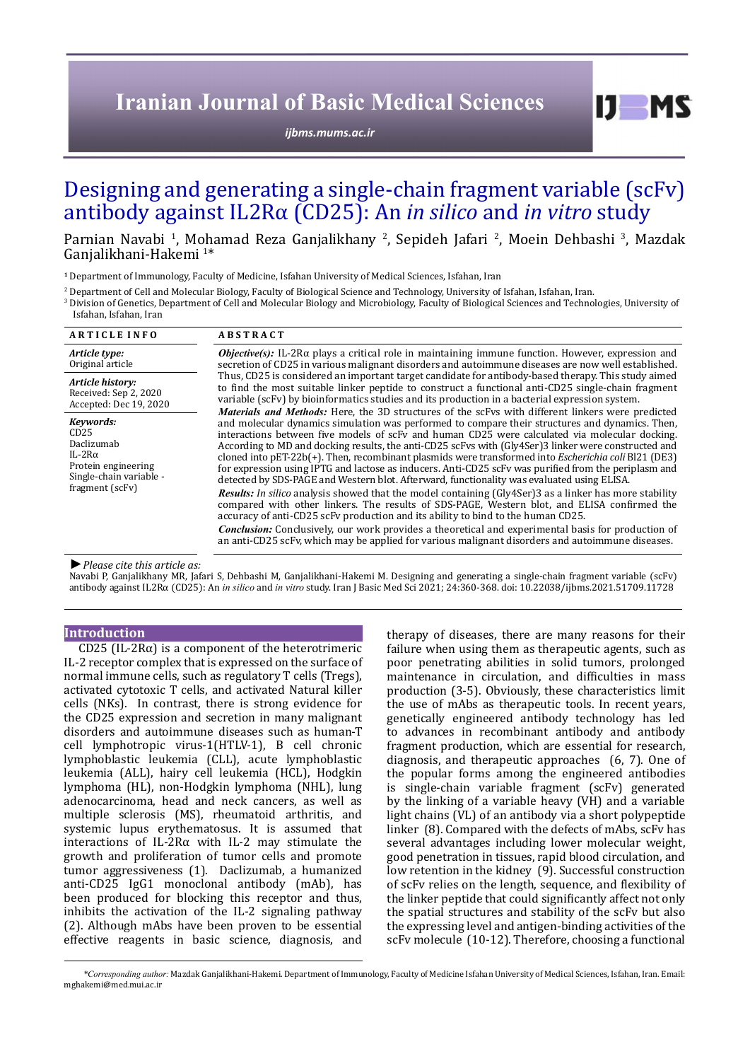Iranian Journal of Basic Medical Sciences

ijbms.mums.ac.ir

# Designing and generating a single-chain fragment variable (scFv) antibody against IL2Rα (CD25): An *in silico* and *in vitro* study

Parnian Navabi [1], Mohamad Reza Ganjalikhany [2], Sepideh Jafari [2], Moein Dehbashi [3], Mazdak Ganjalikhani-Hakemi [1]*

[1] Department of Immunology, Faculty of Medicine, Isfahan University of Medical Sciences, Isfahan, Iran

[2] Department of Cell and Molecular Biology, Faculty of Biological Science and Technology, University of Isfahan, Isfahan, Iran.

[3] Division of Genetics, Department of Cell and Molecular Biology and Microbiology, Faculty of Biological Sciences and Technologies, University of Isfahan, Isfahan, Iran

**ARTICLE INFO**

*Article type:*
Original article

*Article history:*
Received: Sep 2, 2020
Accepted: Dec 19, 2020

*Keywords:*
CD25
Daclizumab
IL-2Rα
Protein engineering
Single-chain variable - fragment (scFv)

**ABSTRACT**

***Objective(s):*** IL-2Rα plays a critical role in maintaining immune function. However, expression and secretion of CD25 in various malignant disorders and autoimmune diseases are now well established. Thus, CD25 is considered an important target candidate for antibody-based therapy. This study aimed to find the most suitable linker peptide to construct a functional anti-CD25 single-chain fragment variable (scFv) by bioinformatics studies and its production in a bacterial expression system.

***Materials and Methods:*** Here, the 3D structures of the scFvs with different linkers were predicted and molecular dynamics simulation was performed to compare their structures and dynamics. Then, interactions between five models of scFv and human CD25 were calculated via molecular docking. According to MD and docking results, the anti-CD25 scFvs with (Gly4Ser)3 linker were constructed and cloned into pET-22b(+). Then, recombinant plasmids were transformed into *Escherichia coli* Bl21 (DE3) for expression using IPTG and lactose as inducers. Anti-CD25 scFv was purified from the periplasm and detected by SDS-PAGE and Western blot. Afterward, functionality was evaluated using ELISA.

***Results:*** *In silico* analysis showed that the model containing (Gly4Ser)3 as a linker has more stability compared with other linkers. The results of SDS-PAGE, Western blot, and ELISA confirmed the accuracy of anti-CD25 scFv production and its ability to bind to the human CD25.

***Conclusion:*** Conclusively, our work provides a theoretical and experimental basis for production of an anti-CD25 scFv, which may be applied for various malignant disorders and autoimmune diseases.

► *Please cite this article as:*

Navabi P, Ganjalikhany MR, Jafari S, Dehbashi M, Ganjalikhani-Hakemi M. Designing and generating a single-chain fragment variable (scFv) antibody against IL2Rα (CD25): An *in silico* and *in vitro* study. Iran J Basic Med Sci 2021; 24:360-368. doi: 10.22038/ijbms.2021.51709.11728

## Introduction

CD25 (IL-2Rα) is a component of the heterotrimeric IL-2 receptor complex that is expressed on the surface of normal immune cells, such as regulatory T cells (Tregs), activated cytotoxic T cells, and activated Natural killer cells (NKs). In contrast, there is strong evidence for the CD25 expression and secretion in many malignant disorders and autoimmune diseases such as human-T cell lymphotropic virus-1(HTLV-1), B cell chronic lymphoblastic leukemia (CLL), acute lymphoblastic leukemia (ALL), hairy cell leukemia (HCL), Hodgkin lymphoma (HL), non-Hodgkin lymphoma (NHL), lung adenocarcinoma, head and neck cancers, as well as multiple sclerosis (MS), rheumatoid arthritis, and systemic lupus erythematosus. It is assumed that interactions of IL-2Rα with IL-2 may stimulate the growth and proliferation of tumor cells and promote tumor aggressiveness (1). Daclizumab, a humanized anti-CD25 IgG1 monoclonal antibody (mAb), has been produced for blocking this receptor and thus, inhibits the activation of the IL-2 signaling pathway (2). Although mAbs have been proven to be essential effective reagents in basic science, diagnosis, and therapy of diseases, there are many reasons for their failure when using them as therapeutic agents, such as poor penetrating abilities in solid tumors, prolonged maintenance in circulation, and difficulties in mass production (3-5). Obviously, these characteristics limit the use of mAbs as therapeutic tools. In recent years, genetically engineered antibody technology has led to advances in recombinant antibody and antibody fragment production, which are essential for research, diagnosis, and therapeutic approaches (6, 7). One of the popular forms among the engineered antibodies is single-chain variable fragment (scFv) generated by the linking of a variable heavy (VH) and a variable light chains (VL) of an antibody via a short polypeptide linker (8). Compared with the defects of mAbs, scFv has several advantages including lower molecular weight, good penetration in tissues, rapid blood circulation, and low retention in the kidney (9). Successful construction of scFv relies on the length, sequence, and flexibility of the linker peptide that could significantly affect not only the spatial structures and stability of the scFv but also the expressing level and antigen-binding activities of the scFv molecule (10-12). Therefore, choosing a functional

*Corresponding author: Mazdak Ganjalikhani-Hakemi. Department of Immunology, Faculty of Medicine Isfahan University of Medical Sciences, Isfahan, Iran. Email: mghakemi@med.mui.ac.ir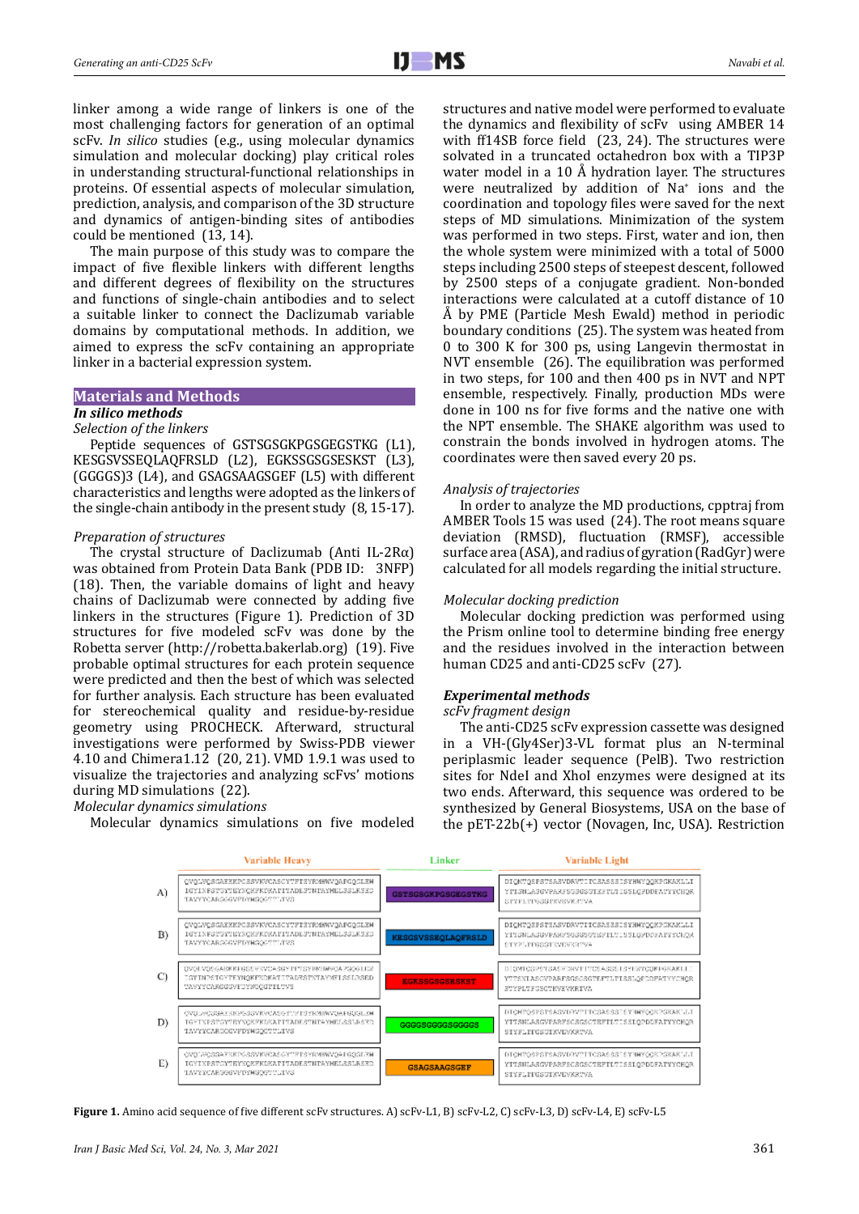linker among a wide range of linkers is one of the most challenging factors for generation of an optimal scFv. *In silico* studies (e.g., using molecular dynamics simulation and molecular docking) play critical roles in understanding structural-functional relationships in proteins. Of essential aspects of molecular simulation, prediction, analysis, and comparison of the 3D structure and dynamics of antigen-binding sites of antibodies could be mentioned (13, 14).

The main purpose of this study was to compare the impact of five flexible linkers with different lengths and different degrees of flexibility on the structures and functions of single-chain antibodies and to select a suitable linker to connect the Daclizumab variable domains by computational methods. In addition, we aimed to express the scFv containing an appropriate linker in a bacterial expression system.

## Materials and Methods

### *In silico methods*

*Selection of the linkers*

Peptide sequences of GSTSGSGKPGSGEGSTKG (L1), KESGSVSSEQLAQFRSLD (L2), EGKSSGSGSESKST (L3), (GGGGS)3 (L4), and GSAGSAAGSGEF (L5) with different characteristics and lengths were adopted as the linkers of the single-chain antibody in the present study (8, 15-17).

*Preparation of structures*

The crystal structure of Daclizumab (Anti IL-2Rα) was obtained from Protein Data Bank (PDB ID: 3NFP) (18). Then, the variable domains of light and heavy chains of Daclizumab were connected by adding five linkers in the structures (Figure 1). Prediction of 3D structures for five modeled scFv was done by the Robetta server (http://robetta.bakerlab.org) (19). Five probable optimal structures for each protein sequence were predicted and then the best of which was selected for further analysis. Each structure has been evaluated for stereochemical quality and residue-by-residue geometry using PROCHECK. Afterward, structural investigations were performed by Swiss-PDB viewer 4.10 and Chimera1.12 (20, 21). VMD 1.9.1 was used to visualize the trajectories and analyzing scFvs' motions during MD simulations (22).

*Molecular dynamics simulations*

Molecular dynamics simulations on five modeled structures and native model were performed to evaluate the dynamics and flexibility of scFv using AMBER 14 with ff14SB force field (23, 24). The structures were solvated in a truncated octahedron box with a TIP3P water model in a 10 Å hydration layer. The structures were neutralized by addition of $Na^+$ ions and the coordination and topology files were saved for the next steps of MD simulations. Minimization of the system was performed in two steps. First, water and ion, then the whole system were minimized with a total of 5000 steps including 2500 steps of steepest descent, followed by 2500 steps of a conjugate gradient. Non-bonded interactions were calculated at a cutoff distance of 10 Å by PME (Particle Mesh Ewald) method in periodic boundary conditions (25). The system was heated from 0 to 300 K for 300 ps, using Langevin thermostat in NVT ensemble (26). The equilibration was performed in two steps, for 100 and then 400 ps in NVT and NPT ensemble, respectively. Finally, production MDs were done in 100 ns for five forms and the native one with the NPT ensemble. The SHAKE algorithm was used to constrain the bonds involved in hydrogen atoms. The coordinates were then saved every 20 ps.

*Analysis of trajectories*

In order to analyze the MD productions, cpptraj from AMBER Tools 15 was used (24). The root means square deviation (RMSD), fluctuation (RMSF), accessible surface area (ASA), and radius of gyration (RadGyr) were calculated for all models regarding the initial structure.

*Molecular docking prediction*

Molecular docking prediction was performed using the Prism online tool to determine binding free energy and the residues involved in the interaction between human CD25 and anti-CD25 scFv (27).

### *Experimental methods*

*scFv fragment design*

The anti-CD25 scFv expression cassette was designed in a VH-(Gly4Ser)3-VL format plus an N-terminal periplasmic leader sequence (PelB). Two restriction sites for NdeI and XhoI enzymes were designed at its two ends. Afterward, this sequence was ordered to be synthesized by General Biosystems, USA on the base of the pET-22b(+) vector (Novagen, Inc, USA). Restriction

**Figure 1.** Amino acid sequence of five different scFv structures. A) scFv-L1, B) scFv-L2, C) scFv-L3, D) scFv-L4, E) scFv-L5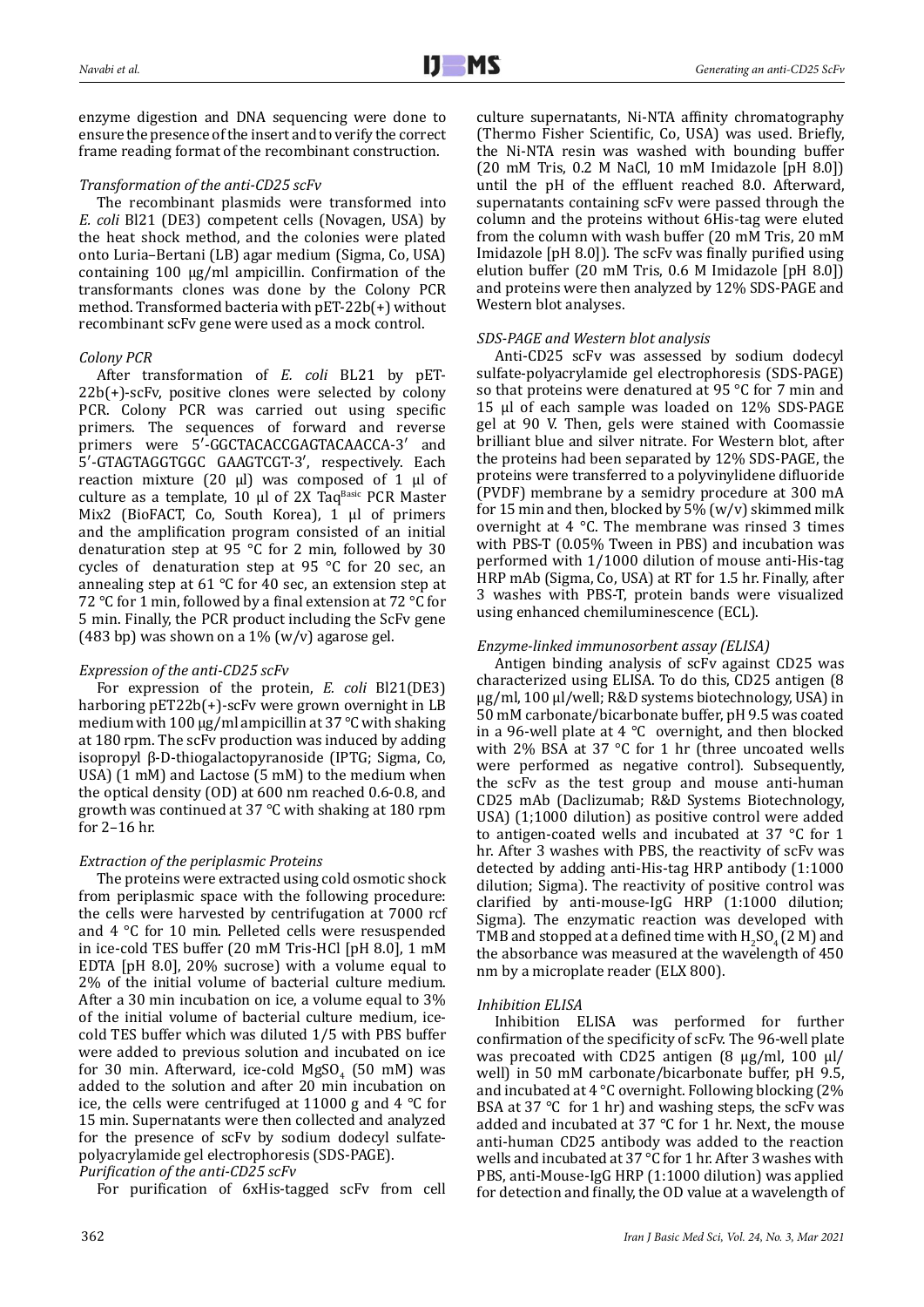enzyme digestion and DNA sequencing were done to ensure the presence of the insert and to verify the correct frame reading format of the recombinant construction.

*Transformation of the anti-CD25 scFv*

The recombinant plasmids were transformed into *E. coli* Bl21 (DE3) competent cells (Novagen, USA) by the heat shock method, and the colonies were plated onto Luria–Bertani (LB) agar medium (Sigma, Co, USA) containing 100 µg/ml ampicillin. Confirmation of the transformants clones was done by the Colony PCR method. Transformed bacteria with pET-22b(+) without recombinant scFv gene were used as a mock control.

*Colony PCR*

After transformation of *E. coli* BL21 by pET-22b(+)-scFv, positive clones were selected by colony PCR. Colony PCR was carried out using specific primers. The sequences of forward and reverse primers were 5′-GGCTACACCGAGTACAACCA-3′ and 5′-GTAGTAGGTGGC GAAGTCGT-3′, respectively. Each reaction mixture (20 µl) was composed of 1 µl of culture as a template, 10 µl of 2X Taq[Basic] PCR Master Mix2 (BioFACT, Co, South Korea), 1 µl of primers and the amplification program consisted of an initial denaturation step at 95 °C for 2 min, followed by 30 cycles of denaturation step at 95 °C for 20 sec, an annealing step at 61 °C for 40 sec, an extension step at 72 °C for 1 min, followed by a final extension at 72 °C for 5 min. Finally, the PCR product including the ScFv gene (483 bp) was shown on a 1% (w/v) agarose gel.

*Expression of the anti-CD25 scFv*

For expression of the protein, *E. coli* Bl21(DE3) harboring pET22b(+)-scFv were grown overnight in LB medium with 100 µg/ml ampicillin at 37 °C with shaking at 180 rpm. The scFv production was induced by adding isopropyl β-D-thiogalactopyranoside (IPTG; Sigma, Co, USA) (1 mM) and Lactose (5 mM) to the medium when the optical density (OD) at 600 nm reached 0.6-0.8, and growth was continued at 37 °C with shaking at 180 rpm for 2–16 hr.

*Extraction of the periplasmic Proteins*

The proteins were extracted using cold osmotic shock from periplasmic space with the following procedure: the cells were harvested by centrifugation at 7000 rcf and 4 °C for 10 min. Pelleted cells were resuspended in ice-cold TES buffer (20 mM Tris-HCl [pH 8.0], 1 mM EDTA [pH 8.0], 20% sucrose) with a volume equal to 2% of the initial volume of bacterial culture medium. After a 30 min incubation on ice, a volume equal to 3% of the initial volume of bacterial culture medium, ice-cold TES buffer which was diluted 1/5 with PBS buffer were added to previous solution and incubated on ice for 30 min. Afterward, ice-cold $MgSO_4$ (50 mM) was added to the solution and after 20 min incubation on ice, the cells were centrifuged at 11000 g and 4 °C for 15 min. Supernatants were then collected and analyzed for the presence of scFv by sodium dodecyl sulfate-polyacrylamide gel electrophoresis (SDS-PAGE).

*Purification of the anti-CD25 scFv*

For purification of 6xHis-tagged scFv from cell culture supernatants, Ni-NTA affinity chromatography (Thermo Fisher Scientific, Co, USA) was used. Briefly, the Ni-NTA resin was washed with bounding buffer (20 mM Tris, 0.2 M NaCl, 10 mM Imidazole [pH 8.0]) until the pH of the effluent reached 8.0. Afterward, supernatants containing scFv were passed through the column and the proteins without 6His-tag were eluted from the column with wash buffer (20 mM Tris, 20 mM Imidazole [pH 8.0]). The scFv was finally purified using elution buffer (20 mM Tris, 0.6 M Imidazole [pH 8.0]) and proteins were then analyzed by 12% SDS-PAGE and Western blot analyses.

*SDS-PAGE and Western blot analysis*

Anti-CD25 scFv was assessed by sodium dodecyl sulfate-polyacrylamide gel electrophoresis (SDS-PAGE) so that proteins were denatured at 95 °C for 7 min and 15 µl of each sample was loaded on 12% SDS-PAGE gel at 90 V. Then, gels were stained with Coomassie brilliant blue and silver nitrate. For Western blot, after the proteins had been separated by 12% SDS-PAGE, the proteins were transferred to a polyvinylidene difluoride (PVDF) membrane by a semidry procedure at 300 mA for 15 min and then, blocked by 5% (w/v) skimmed milk overnight at 4 °C. The membrane was rinsed 3 times with PBS-T (0.05% Tween in PBS) and incubation was performed with 1/1000 dilution of mouse anti-His-tag HRP mAb (Sigma, Co, USA) at RT for 1.5 hr. Finally, after 3 washes with PBS-T, protein bands were visualized using enhanced chemiluminescence (ECL).

*Enzyme-linked immunosorbent assay (ELISA)*

Antigen binding analysis of scFv against CD25 was characterized using ELISA. To do this, CD25 antigen (8 µg/ml, 100 µl/well; R&D systems biotechnology, USA) in 50 mM carbonate/bicarbonate buffer, pH 9.5 was coated in a 96-well plate at 4 °C overnight, and then blocked with 2% BSA at 37 °C for 1 hr (three uncoated wells were performed as negative control). Subsequently, the scFv as the test group and mouse anti-human CD25 mAb (Daclizumab; R&D Systems Biotechnology, USA) (1;1000 dilution) as positive control were added to antigen-coated wells and incubated at 37 °C for 1 hr. After 3 washes with PBS, the reactivity of scFv was detected by adding anti-His-tag HRP antibody (1:1000 dilution; Sigma). The reactivity of positive control was clarified by anti-mouse-IgG HRP (1:1000 dilution; Sigma). The enzymatic reaction was developed with TMB and stopped at a defined time with $H_2SO_4$ (2 M) and the absorbance was measured at the wavelength of 450 nm by a microplate reader (ELX 800).

*Inhibition ELISA*

Inhibition ELISA was performed for further confirmation of the specificity of scFv. The 96-well plate was precoated with CD25 antigen (8 µg/ml, 100 µl/well) in 50 mM carbonate/bicarbonate buffer, pH 9.5, and incubated at 4 °C overnight. Following blocking (2% BSA at 37 °C for 1 hr) and washing steps, the scFv was added and incubated at 37 °C for 1 hr. Next, the mouse anti-human CD25 antibody was added to the reaction wells and incubated at 37 °C for 1 hr. After 3 washes with PBS, anti-Mouse-IgG HRP (1:1000 dilution) was applied for detection and finally, the OD value at a wavelength of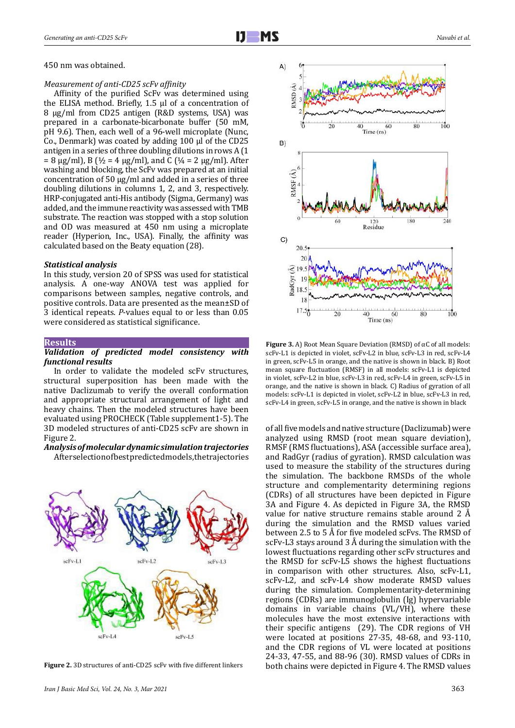450 nm was obtained.

*Measurement of anti-CD25 scFv affinity*

Affinity of the purified ScFv was determined using the ELISA method. Briefly, 1.5 µl of a concentration of 8 µg/ml from CD25 antigen (R&D systems, USA) was prepared in a carbonate-bicarbonate buffer (50 mM, pH 9.6). Then, each well of a 96-well microplate (Nunc, Co., Denmark) was coated by adding 100 µl of the CD25 antigen in a series of three doubling dilutions in rows A (1 = 8 µg/ml), B (½ = 4 µg/ml), and C (¼ = 2 µg/ml). After washing and blocking, the ScFv was prepared at an initial concentration of 50 µg/ml and added in a series of three doubling dilutions in columns 1, 2, and 3, respectively. HRP-conjugated anti-His antibody (Sigma, Germany) was added, and the immune reactivity was assessed with TMB substrate. The reaction was stopped with a stop solution and OD was measured at 450 nm using a microplate reader (Hyperion, Inc., USA). Finally, the affinity was calculated based on the Beaty equation (28).

***Statistical analysis***

In this study, version 20 of SPSS was used for statistical analysis. A one-way ANOVA test was applied for comparisons between samples, negative controls, and positive controls. Data are presented as the mean±SD of 3 identical repeats. *P*-values equal to or less than 0.05 were considered as statistical significance.

## Results

***Validation of predicted model consistency with functional results***

In order to validate the modeled scFv structures, structural superposition has been made with the native Daclizumab to verify the overall conformation and appropriate structural arrangement of light and heavy chains. Then the modeled structures have been evaluated using PROCHECK (Table supplement1-5). The 3D modeled structures of anti-CD25 scFv are shown in Figure 2.

***Analysis of molecular dynamic simulation trajectories***

After selection of best predicted models, the trajectories of all five models and native structure (Daclizumab) were analyzed using RMSD (root mean square deviation), RMSF (RMS fluctuations), ASA (accessible surface area), and RadGyr (radius of gyration). RMSD calculation was used to measure the stability of the structures during the simulation. The backbone RMSDs of the whole structure and complementarity determining regions (CDRs) of all structures have been depicted in Figure 3A and Figure 4. As depicted in Figure 3A, the RMSD value for native structure remains stable around 2 Å during the simulation and the RMSD values varied between 2.5 to 5 Å for five modeled scFvs. The RMSD of scFv-L3 stays around 3 Å during the simulation with the lowest fluctuations regarding other scFv structures and the RMSD for scFv-L5 shows the highest fluctuations in comparison with other structures. Also, scFv-L1, scFv-L2, and scFv-L4 show moderate RMSD values during the simulation. Complementarity-determining regions (CDRs) are immunoglobulin (Ig) hypervariable domains in variable chains (VL/VH), where these molecules have the most extensive interactions with their specific antigens (29). The CDR regions of VH were located at positions 27-35, 48-68, and 93-110, and the CDR regions of VL were located at positions 24-33, 47-55, and 88-96 (30). RMSD values of CDRs in both chains were depicted in Figure 4. The RMSD values

**Figure 2.** 3D structures of anti-CD25 scFv with five different linkers

**Figure 3.** A) Root Mean Square Deviation (RMSD) of αC of all models: scFv-L1 is depicted in violet, scFv-L2 in blue, scFv-L3 in red, scFv-L4 in green, scFv-L5 in orange, and the native is shown in black. B) Root mean square fluctuation (RMSF) in all models: scFv-L1 is depicted in violet, scFv-L2 in blue, scFv-L3 in red, scFv-L4 in green, scFv-L5 in orange, and the native is shown in black. C) Radius of gyration of all models: scFv-L1 is depicted in violet, scFv-L2 in blue, scFv-L3 in red, scFv-L4 in green, scFv-L5 in orange, and the native is shown in black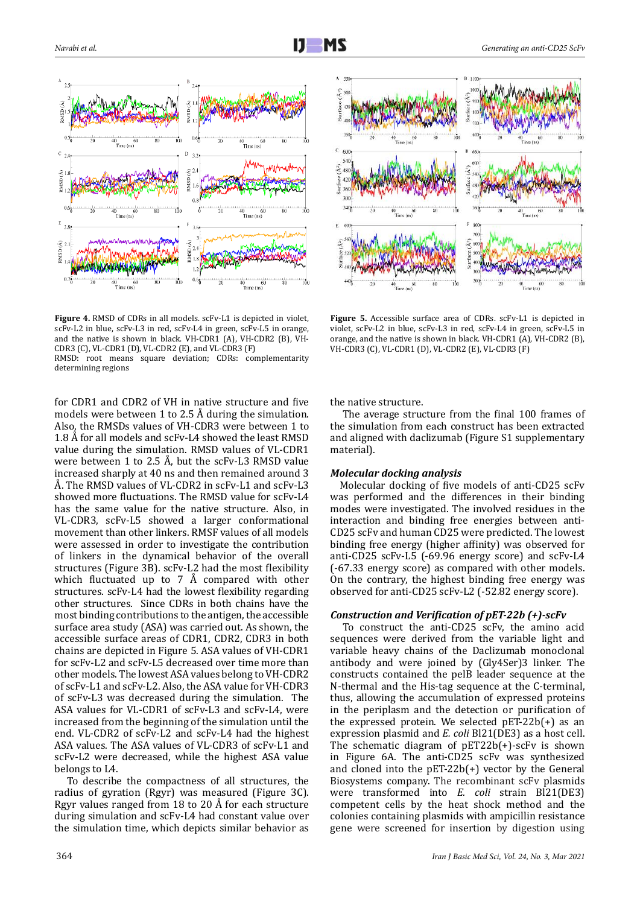**Figure 4.** RMSD of CDRs in all models. scFv-L1 is depicted in violet, scFv-L2 in blue, scFv-L3 in red, scFv-L4 in green, scFv-L5 in orange, and the native is shown in black. VH-CDR1 (A), VH-CDR2 (B), VH-CDR3 (C), VL-CDR1 (D), VL-CDR2 (E), and VL-CDR3 (F)
RMSD: root means square deviation; CDRs: complementarity determining regions

**Figure 5.** Accessible surface area of CDRs. scFv-L1 is depicted in violet, scFv-L2 in blue, scFv-L3 in red, scFv-L4 in green, scFv-L5 in orange, and the native is shown in black. VH-CDR1 (A), VH-CDR2 (B), VH-CDR3 (C), VL-CDR1 (D), VL-CDR2 (E), VL-CDR3 (F)

for CDR1 and CDR2 of VH in native structure and five models were between 1 to 2.5 Å during the simulation. Also, the RMSDs values of VH-CDR3 were between 1 to 1.8 Å for all models and scFv-L4 showed the least RMSD value during the simulation. RMSD values of VL-CDR1 were between 1 to 2.5 Å, but the scFv-L3 RMSD value increased sharply at 40 ns and then remained around 3 Å. The RMSD values of VL-CDR2 in scFv-L1 and scFv-L3 showed more fluctuations. The RMSD value for scFv-L4 has the same value for the native structure. Also, in VL-CDR3, scFv-L5 showed a larger conformational movement than other linkers. RMSF values of all models were assessed in order to investigate the contribution of linkers in the dynamical behavior of the overall structures (Figure 3B). scFv-L2 had the most flexibility which fluctuated up to 7 Å compared with other structures. scFv-L4 had the lowest flexibility regarding other structures. Since CDRs in both chains have the most binding contributions to the antigen, the accessible surface area study (ASA) was carried out. As shown, the accessible surface areas of CDR1, CDR2, CDR3 in both chains are depicted in Figure 5. ASA values of VH-CDR1 for scFv-L2 and scFv-L5 decreased over time more than other models. The lowest ASA values belong to VH-CDR2 of scFv-L1 and scFv-L2. Also, the ASA value for VH-CDR3 of scFv-L3 was decreased during the simulation. The ASA values for VL-CDR1 of scFv-L3 and scFv-L4, were increased from the beginning of the simulation until the end. VL-CDR2 of scFv-L2 and scFv-L4 had the highest ASA values. The ASA values of VL-CDR3 of scFv-L1 and scFv-L2 were decreased, while the highest ASA value belongs to L4.

To describe the compactness of all structures, the radius of gyration (Rgyr) was measured (Figure 3C). Rgyr values ranged from 18 to 20 Å for each structure during simulation and scFv-L4 had constant value over the simulation time, which depicts similar behavior as the native structure.

The average structure from the final 100 frames of the simulation from each construct has been extracted and aligned with daclizumab (Figure S1 supplementary material).

### *Molecular docking analysis*

Molecular docking of five models of anti-CD25 scFv was performed and the differences in their binding modes were investigated. The involved residues in the interaction and binding free energies between anti-CD25 scFv and human CD25 were predicted. The lowest binding free energy (higher affinity) was observed for anti-CD25 scFv-L5 (-69.96 energy score) and scFv-L4 (-67.33 energy score) as compared with other models. On the contrary, the highest binding free energy was observed for anti-CD25 scFv-L2 (-52.82 energy score).

### *Construction and Verification of pET-22b (+)-scFv*

To construct the anti-CD25 scFv, the amino acid sequences were derived from the variable light and variable heavy chains of the Daclizumab monoclonal antibody and were joined by (Gly4Ser)3 linker. The constructs contained the pelB leader sequence at the N-thermal and the His-tag sequence at the C-terminal, thus, allowing the accumulation of expressed proteins in the periplasm and the detection or purification of the expressed protein. We selected pET-22b(+) as an expression plasmid and *E. coli* Bl21(DE3) as a host cell. The schematic diagram of pET22b(+)-scFv is shown in Figure 6A. The anti-CD25 scFv was synthesized and cloned into the pET-22b(+) vector by the General Biosystems company. The recombinant scFv plasmids were transformed into *E. coli* strain Bl21(DE3) competent cells by the heat shock method and the colonies containing plasmids with ampicillin resistance gene were screened for insertion by digestion using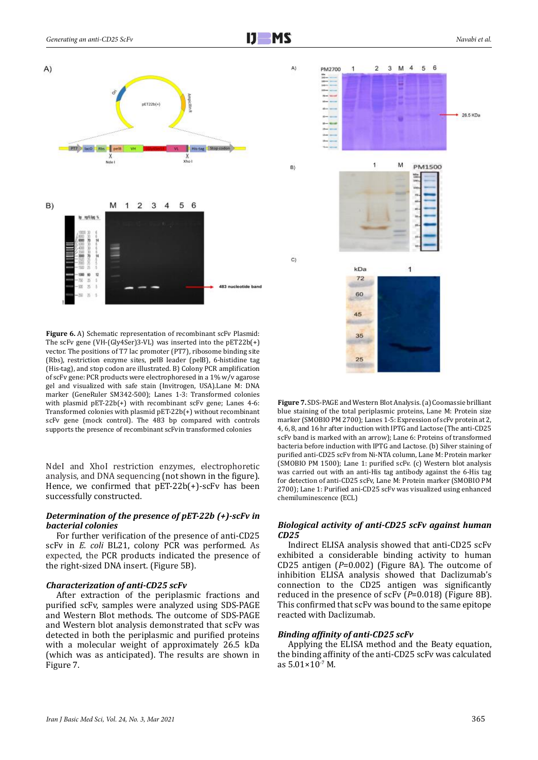**Figure 6.** A) Schematic representation of recombinant scFv Plasmid: The scFv gene (VH-(Gly4Ser)3-VL) was inserted into the pET22b(+) vector. The positions of T7 lac promoter (PT7), ribosome binding site (Rbs), restriction enzyme sites, pelB leader (pelB), 6-histidine tag (His-tag), and stop codon are illustrated. B) Colony PCR amplification of scFv gene: PCR products were electrophoresed in a 1% w/v agarose gel and visualized with safe stain (Invitrogen, USA).Lane M: DNA marker (GeneRuler SM342-500); Lanes 1-3: Transformed colonies with plasmid pET-22b(+) with recombinant scFv gene; Lanes 4-6: Transformed colonies with plasmid pET-22b(+) without recombinant scFv gene (mock control). The 483 bp compared with controls supports the presence of recombinant scFvin transformed colonies

NdeI and XhoI restriction enzymes, electrophoretic analysis, and DNA sequencing (not shown in the figure). Hence, we confirmed that pET-22b(+)-scFv has been successfully constructed.

### *Determination of the presence of pET-22b (+)-scFv in bacterial colonies*

For further verification of the presence of anti-CD25 scFv in *E. coli* BL21, colony PCR was performed. As expected, the PCR products indicated the presence of the right-sized DNA insert. (Figure 5B).

### *Characterization of anti-CD25 scFv*

After extraction of the periplasmic fractions and purified scFv, samples were analyzed using SDS-PAGE and Western Blot methods. The outcome of SDS-PAGE and Western blot analysis demonstrated that scFv was detected in both the periplasmic and purified proteins with a molecular weight of approximately 26.5 kDa (which was as anticipated). The results are shown in Figure 7.

**Figure 7.** SDS-PAGE and Western Blot Analysis. (a) Coomassie brilliant blue staining of the total periplasmic proteins, Lane M: Protein size marker (SMOBIO PM 2700); Lanes 1-5: Expression of scFv protein at 2, 4, 6, 8, and 16 hr after induction with IPTG and Lactose (The anti-CD25 scFv band is marked with an arrow); Lane 6: Proteins of transformed bacteria before induction with IPTG and Lactose. (b) Silver staining of purified anti-CD25 scFv from Ni-NTA column, Lane M: Protein marker (SMOBIO PM 1500); Lane 1: purified scFv. (c) Western blot analysis was carried out with an anti-His tag antibody against the 6-His tag for detection of anti-CD25 scFv, Lane M: Protein marker (SMOBIO PM 2700); Lane 1: Purified ani-CD25 scFv was visualized using enhanced chemiluminescence (ECL)

### *Biological activity of anti-CD25 scFv against human CD25*

Indirect ELISA analysis showed that anti-CD25 scFv exhibited a considerable binding activity to human CD25 antigen (*P*=0.002) (Figure 8A). The outcome of inhibition ELISA analysis showed that Daclizumab's connection to the CD25 antigen was significantly reduced in the presence of scFv (*P*=0.018) (Figure 8B). This confirmed that scFv was bound to the same epitope reacted with Daclizumab.

### *Binding affinity of anti-CD25 scFv*

Applying the ELISA method and the Beaty equation, the binding affinity of the anti-CD25 scFv was calculated as $5.01\times10^{-7}$ M.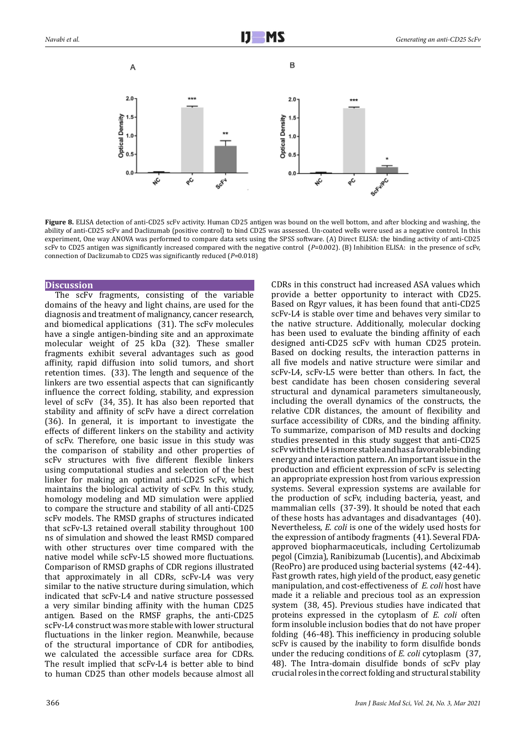**Figure 8.** ELISA detection of anti-CD25 scFv activity. Human CD25 antigen was bound on the well bottom, and after blocking and washing, the ability of anti-CD25 scFv and Daclizumab (positive control) to bind CD25 was assessed. Un-coated wells were used as a negative control. In this experiment, One way ANOVA was performed to compare data sets using the SPSS software. (A) Direct ELISA: the binding activity of anti-CD25 scFv to CD25 antigen was significantly increased compared with the negative control ($P$=0.002). (B) Inhibition ELISA: in the presence of scFv, connection of Daclizumab to CD25 was significantly reduced ($P$=0.018)

## Discussion

The scFv fragments, consisting of the variable domains of the heavy and light chains, are used for the diagnosis and treatment of malignancy, cancer research, and biomedical applications (31). The scFv molecules have a single antigen-binding site and an approximate molecular weight of 25 kDa (32). These smaller fragments exhibit several advantages such as good affinity, rapid diffusion into solid tumors, and short retention times. (33). The length and sequence of the linkers are two essential aspects that can significantly influence the correct folding, stability, and expression level of scFv (34, 35). It has also been reported that stability and affinity of scFv have a direct correlation (36). In general, it is important to investigate the effects of different linkers on the stability and activity of scFv. Therefore, one basic issue in this study was the comparison of stability and other properties of scFv structures with five different flexible linkers using computational studies and selection of the best linker for making an optimal anti-CD25 scFv, which maintains the biological activity of scFv. In this study, homology modeling and MD simulation were applied to compare the structure and stability of all anti-CD25 scFv models. The RMSD graphs of structures indicated that scFv-L3 retained overall stability throughout 100 ns of simulation and showed the least RMSD compared with other structures over time compared with the native model while scFv-L5 showed more fluctuations. Comparison of RMSD graphs of CDR regions illustrated that approximately in all CDRs, scFv-L4 was very similar to the native structure during simulation, which indicated that scFv-L4 and native structure possessed a very similar binding affinity with the human CD25 antigen. Based on the RMSF graphs, the anti-CD25 scFv-L4 construct was more stable with lower structural fluctuations in the linker region. Meanwhile, because of the structural importance of CDR for antibodies, we calculated the accessible surface area for CDRs. The result implied that scFv-L4 is better able to bind to human CD25 than other models because almost all CDRs in this construct had increased ASA values which provide a better opportunity to interact with CD25. Based on Rgyr values, it has been found that anti-CD25 scFv-L4 is stable over time and behaves very similar to the native structure. Additionally, molecular docking has been used to evaluate the binding affinity of each designed anti-CD25 scFv with human CD25 protein. Based on docking results, the interaction patterns in all five models and native structure were similar and scFv-L4, scFv-L5 were better than others. In fact, the best candidate has been chosen considering several structural and dynamical parameters simultaneously, including the overall dynamics of the constructs, the relative CDR distances, the amount of flexibility and surface accessibility of CDRs, and the binding affinity. To summarize, comparison of MD results and docking studies presented in this study suggest that anti-CD25 scFv with the L4 is more stable and has a favorable binding energy and interaction pattern. An important issue in the production and efficient expression of scFv is selecting an appropriate expression host from various expression systems. Several expression systems are available for the production of scFv, including bacteria, yeast, and mammalian cells (37-39). It should be noted that each of these hosts has advantages and disadvantages (40). Nevertheless, *E. coli* is one of the widely used hosts for the expression of antibody fragments (41). Several FDA-approved biopharmaceuticals, including Certolizumab pegol (Cimzia), Ranibizumab (Lucentis), and Abciximab (ReoPro) are produced using bacterial systems (42-44). Fast growth rates, high yield of the product, easy genetic manipulation, and cost-effectiveness of *E. coli* host have made it a reliable and precious tool as an expression system (38, 45). Previous studies have indicated that proteins expressed in the cytoplasm of *E. coli* often form insoluble inclusion bodies that do not have proper folding (46-48). This inefficiency in producing soluble scFv is caused by the inability to form disulfide bonds under the reducing conditions of *E. coli* cytoplasm (37, 48). The Intra-domain disulfide bonds of scFv play crucial roles in the correct folding and structural stability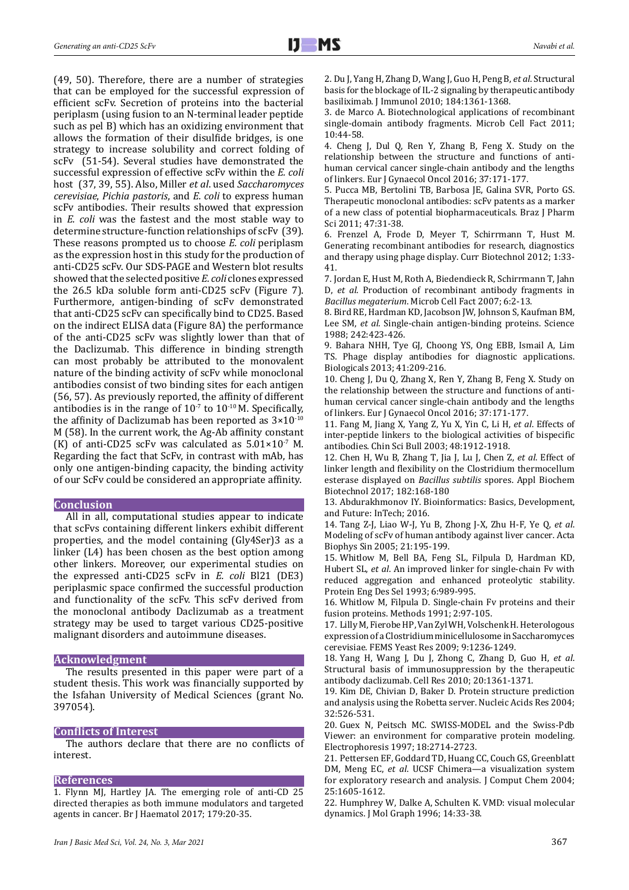(49, 50). Therefore, there are a number of strategies that can be employed for the successful expression of efficient scFv. Secretion of proteins into the bacterial periplasm (using fusion to an N-terminal leader peptide such as pel B) which has an oxidizing environment that allows the formation of their disulfide bridges, is one strategy to increase solubility and correct folding of scFv (51-54). Several studies have demonstrated the successful expression of effective scFv within the *E. coli* host (37, 39, 55). Also, Miller *et al*. used *Saccharomyces cerevisiae*, *Pichia pastoris*, and *E. coli* to express human scFv antibodies. Their results showed that expression in *E. coli* was the fastest and the most stable way to determine structure-function relationships of scFv (39). These reasons prompted us to choose *E. coli* periplasm as the expression host in this study for the production of anti-CD25 scFv. Our SDS-PAGE and Western blot results showed that the selected positive *E. coli* clones expressed the 26.5 kDa soluble form anti-CD25 scFv (Figure 7). Furthermore, antigen-binding of scFv demonstrated that anti-CD25 scFv can specifically bind to CD25. Based on the indirect ELISA data (Figure 8A) the performance of the anti-CD25 scFv was slightly lower than that of the Daclizumab. This difference in binding strength can most probably be attributed to the monovalent nature of the binding activity of scFv while monoclonal antibodies consist of two binding sites for each antigen (56, 57). As previously reported, the affinity of different antibodies is in the range of $10^{-7}$ to $10^{-10}$ M. Specifically, the affinity of Daclizumab has been reported as $3\times10^{-10}$ M (58). In the current work, the Ag-Ab affinity constant (K) of anti-CD25 scFv was calculated as $5.01\times10^{-7}$ M. Regarding the fact that ScFv, in contrast with mAb, has only one antigen-binding capacity, the binding activity of our ScFv could be considered an appropriate affinity.

## Conclusion

All in all, computational studies appear to indicate that scFvs containing different linkers exhibit different properties, and the model containing (Gly4Ser)3 as a linker (L4) has been chosen as the best option among other linkers. Moreover, our experimental studies on the expressed anti-CD25 scFv in *E. coli* Bl21 (DE3) periplasmic space confirmed the successful production and functionality of the scFv. This scFv derived from the monoclonal antibody Daclizumab as a treatment strategy may be used to target various CD25-positive malignant disorders and autoimmune diseases.

## Acknowledgment

The results presented in this paper were part of a student thesis. This work was financially supported by the Isfahan University of Medical Sciences (grant No. 397054).

## Conflicts of Interest

The authors declare that there are no conflicts of interest.

## References

1. Flynn MJ, Hartley JA. The emerging role of anti-CD 25 directed therapies as both immune modulators and targeted agents in cancer. Br J Haematol 2017; 179:20-35.
2. Du J, Yang H, Zhang D, Wang J, Guo H, Peng B, *et al*. Structural basis for the blockage of IL-2 signaling by therapeutic antibody basiliximab. J Immunol 2010; 184:1361-1368.
3. de Marco A. Biotechnological applications of recombinant single-domain antibody fragments. Microb Cell Fact 2011; 10:44-58.
4. Cheng J, Dul Q, Ren Y, Zhang B, Feng X. Study on the relationship between the structure and functions of anti-human cervical cancer single-chain antibody and the lengths of linkers. Eur J Gynaecol Oncol 2016; 37:171-177.
5. Pucca MB, Bertolini TB, Barbosa JE, Galina SVR, Porto GS. Therapeutic monoclonal antibodies: scFv patents as a marker of a new class of potential biopharmaceuticals. Braz J Pharm Sci 2011; 47:31-38.
6. Frenzel A, Frode D, Meyer T, Schirrmann T, Hust M. Generating recombinant antibodies for research, diagnostics and therapy using phage display. Curr Biotechnol 2012; 1:33-41.
7. Jordan E, Hust M, Roth A, Biedendieck R, Schirrmann T, Jahn D, *et al*. Production of recombinant antibody fragments in *Bacillus megaterium*. Microb Cell Fact 2007; 6:2-13.
8. Bird RE, Hardman KD, Jacobson JW, Johnson S, Kaufman BM, Lee SM, *et al*. Single-chain antigen-binding proteins. Science 1988; 242:423-426.
9. Bahara NHH, Tye GJ, Choong YS, Ong EBB, Ismail A, Lim TS. Phage display antibodies for diagnostic applications. Biologicals 2013; 41:209-216.
10. Cheng J, Du Q, Zhang X, Ren Y, Zhang B, Feng X. Study on the relationship between the structure and functions of anti-human cervical cancer single-chain antibody and the lengths of linkers. Eur J Gynaecol Oncol 2016; 37:171-177.
11. Fang M, Jiang X, Yang Z, Yu X, Yin C, Li H, *et al*. Effects of inter-peptide linkers to the biological activities of bispecific antibodies. Chin Sci Bull 2003; 48:1912-1918.
12. Chen H, Wu B, Zhang T, Jia J, Lu J, Chen Z, *et al*. Effect of linker length and flexibility on the Clostridium thermocellum esterase displayed on *Bacillus subtilis* spores. Appl Biochem Biotechnol 2017; 182:168-180
13. Abdurakhmonov IY. Bioinformatics: Basics, Development, and Future: InTech; 2016.
14. Tang Z-J, Liao W-J, Yu B, Zhong J-X, Zhu H-F, Ye Q, *et al*. Modeling of scFv of human antibody against liver cancer. Acta Biophys Sin 2005; 21:195-199.
15. Whitlow M, Bell BA, Feng SL, Filpula D, Hardman KD, Hubert SL, *et al*. An improved linker for single-chain Fv with reduced aggregation and enhanced proteolytic stability. Protein Eng Des Sel 1993; 6:989-995.
16. Whitlow M, Filpula D. Single-chain Fv proteins and their fusion proteins. Methods 1991; 2:97-105.
17. Lilly M, Fierobe HP, Van Zyl WH, Volschenk H. Heterologous expression of a Clostridium minicellulosome in Saccharomyces cerevisiae. FEMS Yeast Res 2009; 9:1236-1249.
18. Yang H, Wang J, Du J, Zhong C, Zhang D, Guo H, *et al*. Structural basis of immunosuppression by the therapeutic antibody daclizumab. Cell Res 2010; 20:1361-1371.
19. Kim DE, Chivian D, Baker D. Protein structure prediction and analysis using the Robetta server. Nucleic Acids Res 2004; 32:526-531.
20. Guex N, Peitsch MC. SWISS-MODEL and the Swiss-Pdb Viewer: an environment for comparative protein modeling. Electrophoresis 1997; 18:2714-2723.
21. Pettersen EF, Goddard TD, Huang CC, Couch GS, Greenblatt DM, Meng EC, *et al*. UCSF Chimera—a visualization system for exploratory research and analysis. J Comput Chem 2004; 25:1605-1612.
22. Humphrey W, Dalke A, Schulten K. VMD: visual molecular dynamics. J Mol Graph 1996; 14:33-38.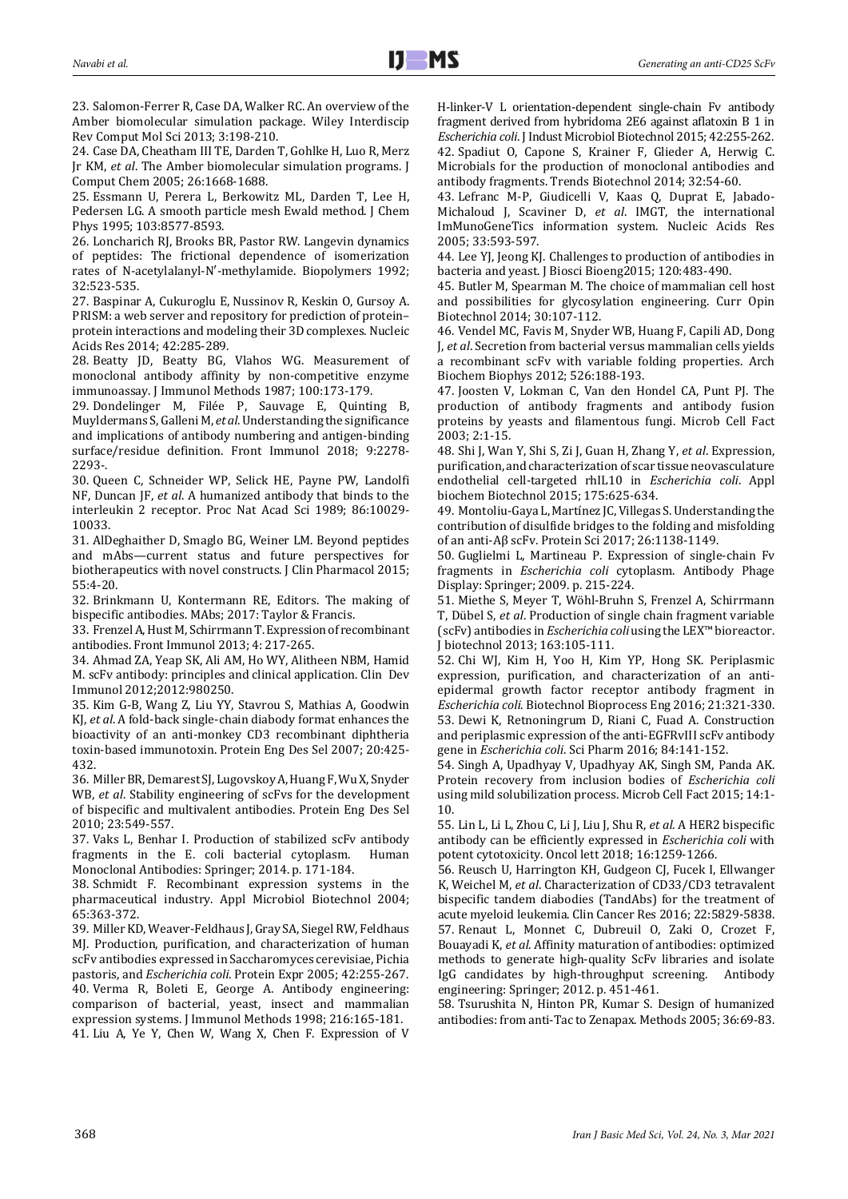23. Salomon-Ferrer R, Case DA, Walker RC. An overview of the Amber biomolecular simulation package. Wiley Interdiscip Rev Comput Mol Sci 2013; 3:198-210.

24. Case DA, Cheatham III TE, Darden T, Gohlke H, Luo R, Merz Jr KM, *et al*. The Amber biomolecular simulation programs. J Comput Chem 2005; 26:1668-1688.

25. Essmann U, Perera L, Berkowitz ML, Darden T, Lee H, Pedersen LG. A smooth particle mesh Ewald method. J Chem Phys 1995; 103:8577-8593.

26. Loncharich RJ, Brooks BR, Pastor RW. Langevin dynamics of peptides: The frictional dependence of isomerization rates of N-acetylalanyl-N′-methylamide. Biopolymers 1992; 32:523-535.

27. Baspinar A, Cukuroglu E, Nussinov R, Keskin O, Gursoy A. PRISM: a web server and repository for prediction of protein–protein interactions and modeling their 3D complexes. Nucleic Acids Res 2014; 42:285-289.

28. Beatty JD, Beatty BG, Vlahos WG. Measurement of monoclonal antibody affinity by non-competitive enzyme immunoassay. J Immunol Methods 1987; 100:173-179.

29. Dondelinger M, Filée P, Sauvage E, Quinting B, Muyldermans S, Galleni M, *et al*. Understanding the significance and implications of antibody numbering and antigen-binding surface/residue definition. Front Immunol 2018; 9:2278-2293-.

30. Queen C, Schneider WP, Selick HE, Payne PW, Landolfi NF, Duncan JF, *et al*. A humanized antibody that binds to the interleukin 2 receptor. Proc Nat Acad Sci 1989; 86:10029-10033.

31. AlDeghaither D, Smaglo BG, Weiner LM. Beyond peptides and mAbs—current status and future perspectives for biotherapeutics with novel constructs. J Clin Pharmacol 2015; 55:4-20.

32. Brinkmann U, Kontermann RE, Editors. The making of bispecific antibodies. MAbs; 2017: Taylor & Francis.

33. Frenzel A, Hust M, Schirrmann T. Expression of recombinant antibodies. Front Immunol 2013; 4: 217-265.

34. Ahmad ZA, Yeap SK, Ali AM, Ho WY, Alitheen NBM, Hamid M. scFv antibody: principles and clinical application. Clin Dev Immunol 2012;2012:980250.

35. Kim G-B, Wang Z, Liu YY, Stavrou S, Mathias A, Goodwin KJ, *et al*. A fold-back single-chain diabody format enhances the bioactivity of an anti-monkey CD3 recombinant diphtheria toxin-based immunotoxin. Protein Eng Des Sel 2007; 20:425-432.

36. Miller BR, Demarest SJ, Lugovskoy A, Huang F, Wu X, Snyder WB, *et al*. Stability engineering of scFvs for the development of bispecific and multivalent antibodies. Protein Eng Des Sel 2010; 23:549-557.

37. Vaks L, Benhar I. Production of stabilized scFv antibody fragments in the E. coli bacterial cytoplasm. Human Monoclonal Antibodies: Springer; 2014. p. 171-184.

38. Schmidt F. Recombinant expression systems in the pharmaceutical industry. Appl Microbiol Biotechnol 2004; 65:363-372.

39. Miller KD, Weaver-Feldhaus J, Gray SA, Siegel RW, Feldhaus MJ. Production, purification, and characterization of human scFv antibodies expressed in Saccharomyces cerevisiae, Pichia pastoris, and *Escherichia coli*. Protein Expr 2005; 42:255-267.

40. Verma R, Boleti E, George A. Antibody engineering: comparison of bacterial, yeast, insect and mammalian expression systems. J Immunol Methods 1998; 216:165-181.

41. Liu A, Ye Y, Chen W, Wang X, Chen F. Expression of V H-linker-V L orientation-dependent single-chain Fv antibody fragment derived from hybridoma 2E6 against aflatoxin B 1 in *Escherichia coli*. J Indust Microbiol Biotechnol 2015; 42:255-262.

42. Spadiut O, Capone S, Krainer F, Glieder A, Herwig C. Microbials for the production of monoclonal antibodies and antibody fragments. Trends Biotechnol 2014; 32:54-60.

43. Lefranc M-P, Giudicelli V, Kaas Q, Duprat E, Jabado-Michaloud J, Scaviner D, *et al*. IMGT, the international ImMunoGeneTics information system. Nucleic Acids Res 2005; 33:593-597.

44. Lee YJ, Jeong KJ. Challenges to production of antibodies in bacteria and yeast. J Biosci Bioeng2015; 120:483-490.

45. Butler M, Spearman M. The choice of mammalian cell host and possibilities for glycosylation engineering. Curr Opin Biotechnol 2014; 30:107-112.

46. Vendel MC, Favis M, Snyder WB, Huang F, Capili AD, Dong J, *et al*. Secretion from bacterial versus mammalian cells yields a recombinant scFv with variable folding properties. Arch Biochem Biophys 2012; 526:188-193.

47. Joosten V, Lokman C, Van den Hondel CA, Punt PJ. The production of antibody fragments and antibody fusion proteins by yeasts and filamentous fungi. Microb Cell Fact 2003; 2:1-15.

48. Shi J, Wan Y, Shi S, Zi J, Guan H, Zhang Y, *et al*. Expression, purification, and characterization of scar tissue neovasculature endothelial cell-targeted rhIL10 in *Escherichia coli*. Appl biochem Biotechnol 2015; 175:625-634.

49. Montoliu-Gaya L, Martínez JC, Villegas S. Understanding the contribution of disulfide bridges to the folding and misfolding of an anti-Aβ scFv. Protein Sci 2017; 26:1138-1149.

50. Guglielmi L, Martineau P. Expression of single-chain Fv fragments in *Escherichia coli* cytoplasm. Antibody Phage Display: Springer; 2009. p. 215-224.

51. Miethe S, Meyer T, Wöhl-Bruhn S, Frenzel A, Schirrmann T, Dübel S, *et al*. Production of single chain fragment variable (scFv) antibodies in *Escherichia coli* using the LEX™ bioreactor. J biotechnol 2013; 163:105-111.

52. Chi WJ, Kim H, Yoo H, Kim YP, Hong SK. Periplasmic expression, purification, and characterization of an anti-epidermal growth factor receptor antibody fragment in *Escherichia coli*. Biotechnol Bioprocess Eng 2016; 21:321-330.

53. Dewi K, Retnoningrum D, Riani C, Fuad A. Construction and periplasmic expression of the anti-EGFRvIII scFv antibody gene in *Escherichia coli*. Sci Pharm 2016; 84:141-152.

54. Singh A, Upadhyay V, Upadhyay AK, Singh SM, Panda AK. Protein recovery from inclusion bodies of *Escherichia coli* using mild solubilization process. Microb Cell Fact 2015; 14:1-10.

55. Lin L, Li L, Zhou C, Li J, Liu J, Shu R, *et al*. A HER2 bispecific antibody can be efficiently expressed in *Escherichia coli* with potent cytotoxicity. Oncol lett 2018; 16:1259-1266.

56. Reusch U, Harrington KH, Gudgeon CJ, Fucek I, Ellwanger K, Weichel M, *et al*. Characterization of CD33/CD3 tetravalent bispecific tandem diabodies (TandAbs) for the treatment of acute myeloid leukemia. Clin Cancer Res 2016; 22:5829-5838.

57. Renaut L, Monnet C, Dubreuil O, Zaki O, Crozet F, Bouayadi K, *et al*. Affinity maturation of antibodies: optimized methods to generate high-quality ScFv libraries and isolate IgG candidates by high-throughput screening. Antibody engineering: Springer; 2012. p. 451-461.

58. Tsurushita N, Hinton PR, Kumar S. Design of humanized antibodies: from anti-Tac to Zenapax. Methods 2005; 36:69-83.